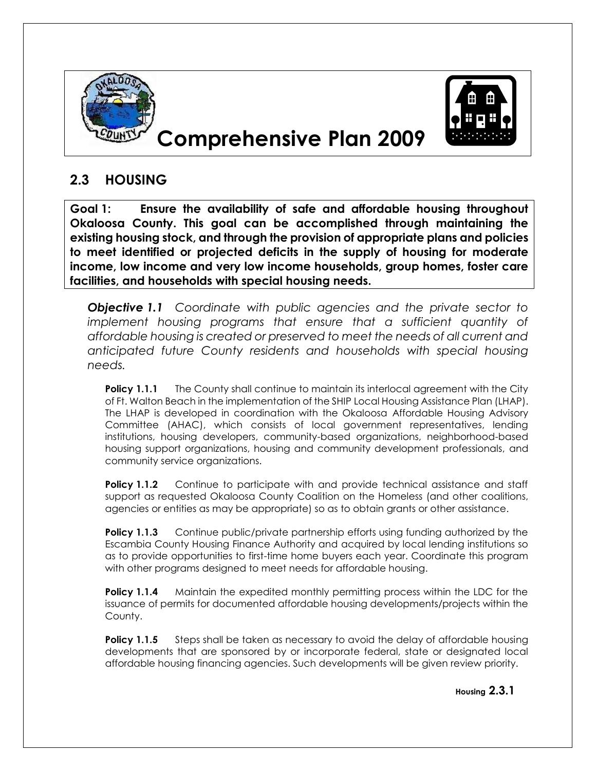# Comprehensive Plan 2009

## 2.3 HOUSING

**Goal 1: Ensure the availability of safe and affordable housing throughout Okaloosa County. This goal can be accomplished through maintaining the existing housing stock, and through the provision of appropriate plans and policies to meet identified or projected deficits in the supply of housing for moderate income, low income and very low income households, group homes, foster care facilities, and households with special housing needs.**

***Objective 1.1*** *Coordinate with public agencies and the private sector to implement housing programs that ensure that a sufficient quantity of affordable housing is created or preserved to meet the needs of all current and anticipated future County residents and households with special housing needs.*

**Policy 1.1.1** The County shall continue to maintain its interlocal agreement with the City of Ft. Walton Beach in the implementation of the SHIP Local Housing Assistance Plan (LHAP). The LHAP is developed in coordination with the Okaloosa Affordable Housing Advisory Committee (AHAC), which consists of local government representatives, lending institutions, housing developers, community-based organizations, neighborhood-based housing support organizations, housing and community development professionals, and community service organizations.

**Policy 1.1.2** Continue to participate with and provide technical assistance and staff support as requested Okaloosa County Coalition on the Homeless (and other coalitions, agencies or entities as may be appropriate) so as to obtain grants or other assistance.

**Policy 1.1.3** Continue public/private partnership efforts using funding authorized by the Escambia County Housing Finance Authority and acquired by local lending institutions so as to provide opportunities to first-time home buyers each year. Coordinate this program with other programs designed to meet needs for affordable housing.

**Policy 1.1.4** Maintain the expedited monthly permitting process within the LDC for the issuance of permits for documented affordable housing developments/projects within the County.

**Policy 1.1.5** Steps shall be taken as necessary to avoid the delay of affordable housing developments that are sponsored by or incorporate federal, state or designated local affordable housing financing agencies. Such developments will be given review priority.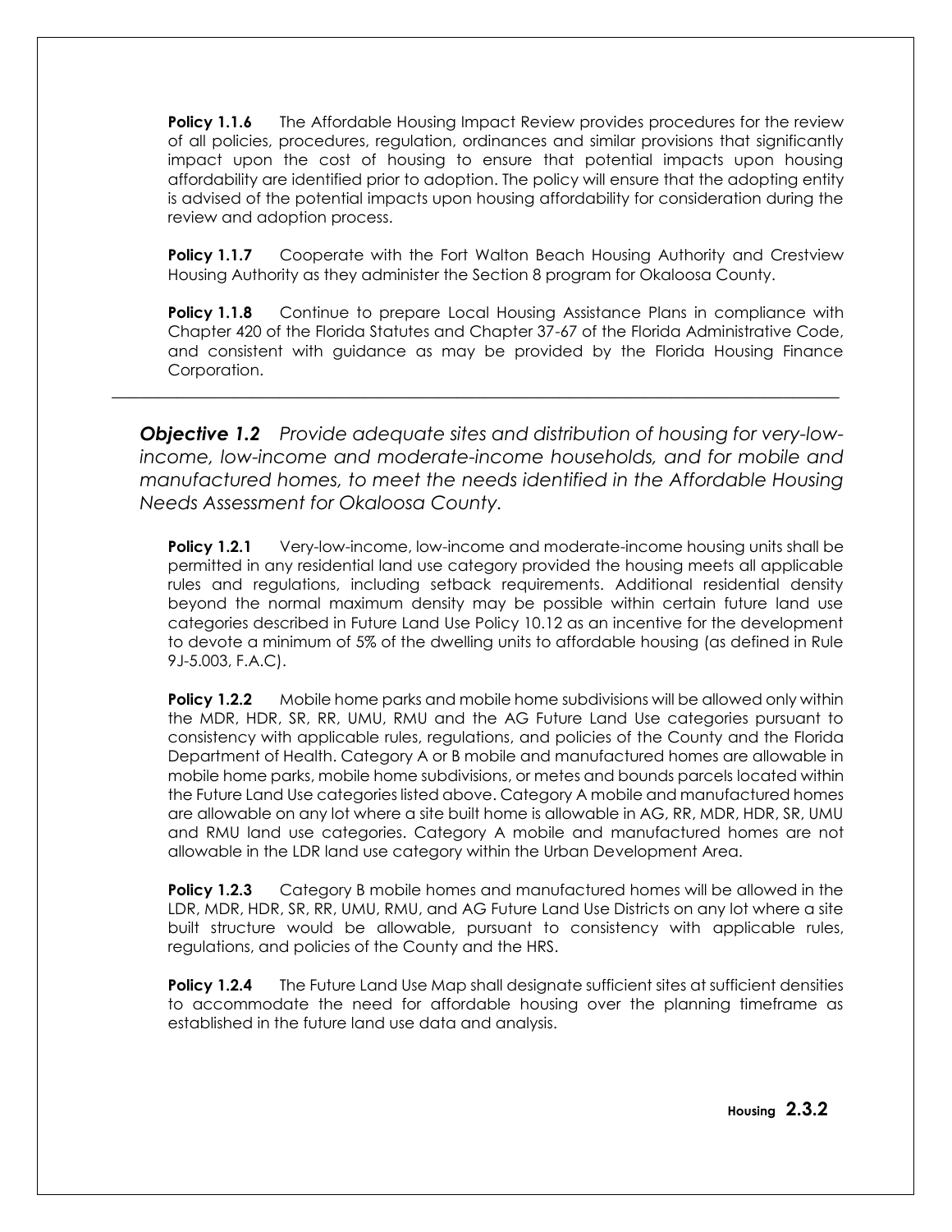**Policy 1.1.6** The Affordable Housing Impact Review provides procedures for the review of all policies, procedures, regulation, ordinances and similar provisions that significantly impact upon the cost of housing to ensure that potential impacts upon housing affordability are identified prior to adoption. The policy will ensure that the adopting entity is advised of the potential impacts upon housing affordability for consideration during the review and adoption process.

**Policy 1.1.7** Cooperate with the Fort Walton Beach Housing Authority and Crestview Housing Authority as they administer the Section 8 program for Okaloosa County.

**Policy 1.1.8** Continue to prepare Local Housing Assistance Plans in compliance with Chapter 420 of the Florida Statutes and Chapter 37-67 of the Florida Administrative Code, and consistent with guidance as may be provided by the Florida Housing Finance Corporation.

---

***Objective 1.2*** *Provide adequate sites and distribution of housing for very-low-income, low-income and moderate-income households, and for mobile and manufactured homes, to meet the needs identified in the Affordable Housing Needs Assessment for Okaloosa County.*

**Policy 1.2.1** Very-low-income, low-income and moderate-income housing units shall be permitted in any residential land use category provided the housing meets all applicable rules and regulations, including setback requirements. Additional residential density beyond the normal maximum density may be possible within certain future land use categories described in Future Land Use Policy 10.12 as an incentive for the development to devote a minimum of 5% of the dwelling units to affordable housing (as defined in Rule 9J-5.003, F.A.C).

**Policy 1.2.2** Mobile home parks and mobile home subdivisions will be allowed only within the MDR, HDR, SR, RR, UMU, RMU and the AG Future Land Use categories pursuant to consistency with applicable rules, regulations, and policies of the County and the Florida Department of Health. Category A or B mobile and manufactured homes are allowable in mobile home parks, mobile home subdivisions, or metes and bounds parcels located within the Future Land Use categories listed above. Category A mobile and manufactured homes are allowable on any lot where a site built home is allowable in AG, RR, MDR, HDR, SR, UMU and RMU land use categories. Category A mobile and manufactured homes are not allowable in the LDR land use category within the Urban Development Area.

**Policy 1.2.3** Category B mobile homes and manufactured homes will be allowed in the LDR, MDR, HDR, SR, RR, UMU, RMU, and AG Future Land Use Districts on any lot where a site built structure would be allowable, pursuant to consistency with applicable rules, regulations, and policies of the County and the HRS.

**Policy 1.2.4** The Future Land Use Map shall designate sufficient sites at sufficient densities to accommodate the need for affordable housing over the planning timeframe as established in the future land use data and analysis.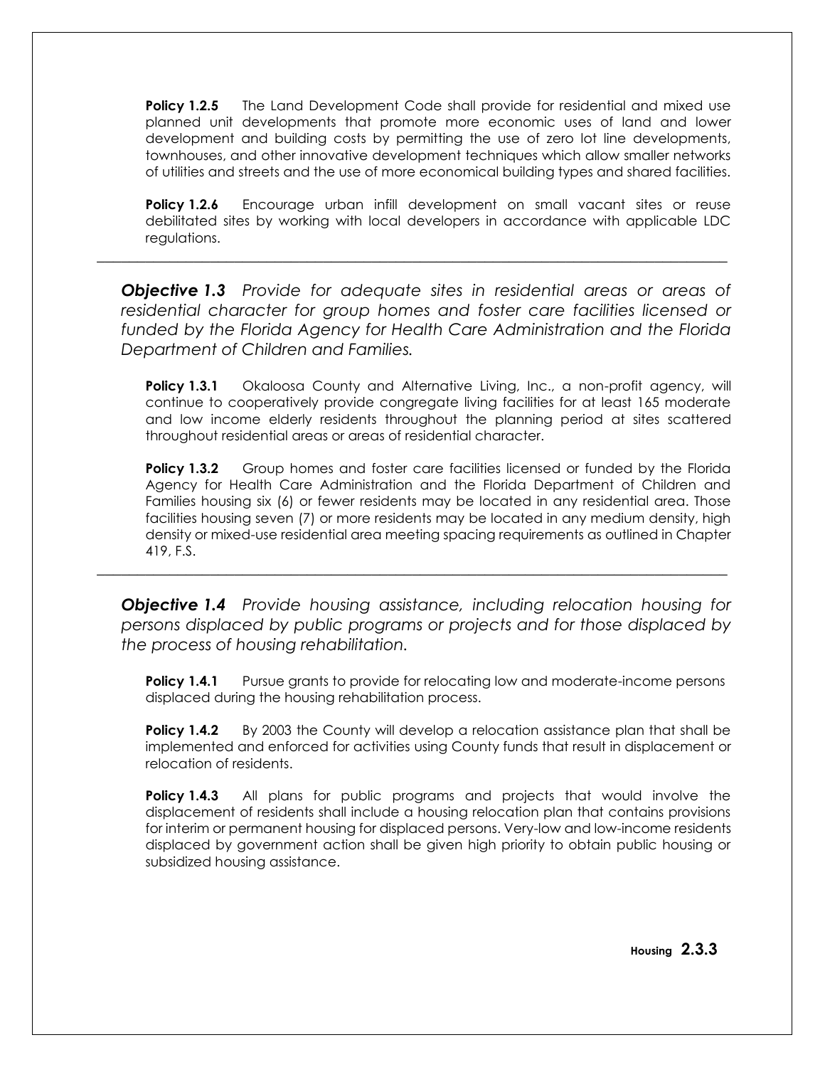**Policy 1.2.5** The Land Development Code shall provide for residential and mixed use planned unit developments that promote more economic uses of land and lower development and building costs by permitting the use of zero lot line developments, townhouses, and other innovative development techniques which allow smaller networks of utilities and streets and the use of more economical building types and shared facilities.

**Policy 1.2.6** Encourage urban infill development on small vacant sites or reuse debilitated sites by working with local developers in accordance with applicable LDC regulations.

---

***Objective 1.3*** *Provide for adequate sites in residential areas or areas of residential character for group homes and foster care facilities licensed or funded by the Florida Agency for Health Care Administration and the Florida Department of Children and Families.*

**Policy 1.3.1** Okaloosa County and Alternative Living, Inc., a non-profit agency, will continue to cooperatively provide congregate living facilities for at least 165 moderate and low income elderly residents throughout the planning period at sites scattered throughout residential areas or areas of residential character.

**Policy 1.3.2** Group homes and foster care facilities licensed or funded by the Florida Agency for Health Care Administration and the Florida Department of Children and Families housing six (6) or fewer residents may be located in any residential area. Those facilities housing seven (7) or more residents may be located in any medium density, high density or mixed-use residential area meeting spacing requirements as outlined in Chapter 419, F.S.

---

***Objective 1.4*** *Provide housing assistance, including relocation housing for persons displaced by public programs or projects and for those displaced by the process of housing rehabilitation.*

**Policy 1.4.1** Pursue grants to provide for relocating low and moderate-income persons displaced during the housing rehabilitation process.

**Policy 1.4.2** By 2003 the County will develop a relocation assistance plan that shall be implemented and enforced for activities using County funds that result in displacement or relocation of residents.

**Policy 1.4.3** All plans for public programs and projects that would involve the displacement of residents shall include a housing relocation plan that contains provisions for interim or permanent housing for displaced persons. Very-low and low-income residents displaced by government action shall be given high priority to obtain public housing or subsidized housing assistance.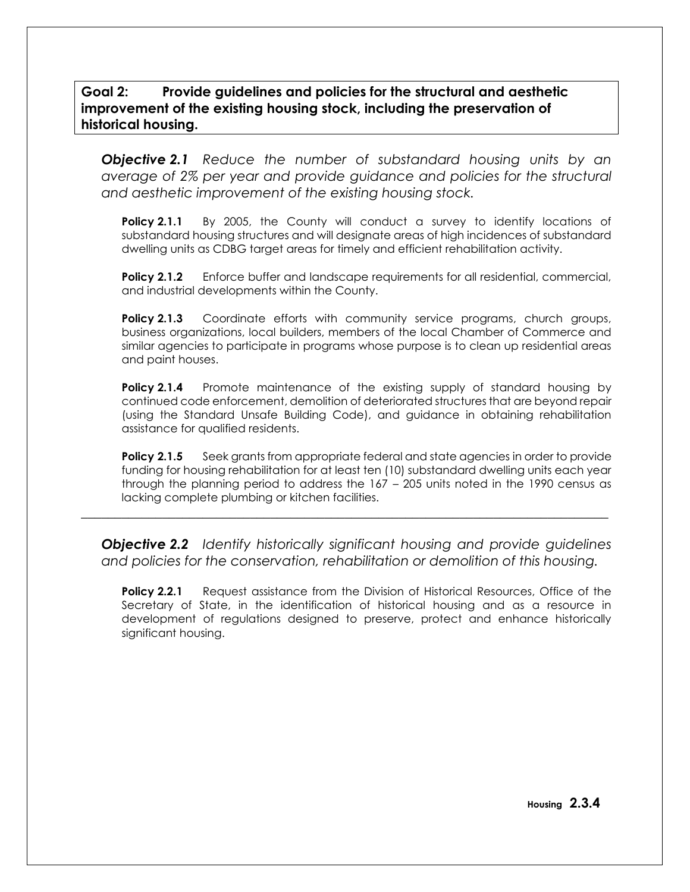**Goal 2: Provide guidelines and policies for the structural and aesthetic improvement of the existing housing stock, including the preservation of historical housing.**

***Objective 2.1*** *Reduce the number of substandard housing units by an average of 2% per year and provide guidance and policies for the structural and aesthetic improvement of the existing housing stock.*

**Policy 2.1.1** By 2005, the County will conduct a survey to identify locations of substandard housing structures and will designate areas of high incidences of substandard dwelling units as CDBG target areas for timely and efficient rehabilitation activity.

**Policy 2.1.2** Enforce buffer and landscape requirements for all residential, commercial, and industrial developments within the County.

**Policy 2.1.3** Coordinate efforts with community service programs, church groups, business organizations, local builders, members of the local Chamber of Commerce and similar agencies to participate in programs whose purpose is to clean up residential areas and paint houses.

**Policy 2.1.4** Promote maintenance of the existing supply of standard housing by continued code enforcement, demolition of deteriorated structures that are beyond repair (using the Standard Unsafe Building Code), and guidance in obtaining rehabilitation assistance for qualified residents.

**Policy 2.1.5** Seek grants from appropriate federal and state agencies in order to provide funding for housing rehabilitation for at least ten (10) substandard dwelling units each year through the planning period to address the 167 – 205 units noted in the 1990 census as lacking complete plumbing or kitchen facilities.

---

***Objective 2.2*** *Identify historically significant housing and provide guidelines and policies for the conservation, rehabilitation or demolition of this housing.*

**Policy 2.2.1** Request assistance from the Division of Historical Resources, Office of the Secretary of State, in the identification of historical housing and as a resource in development of regulations designed to preserve, protect and enhance historically significant housing.